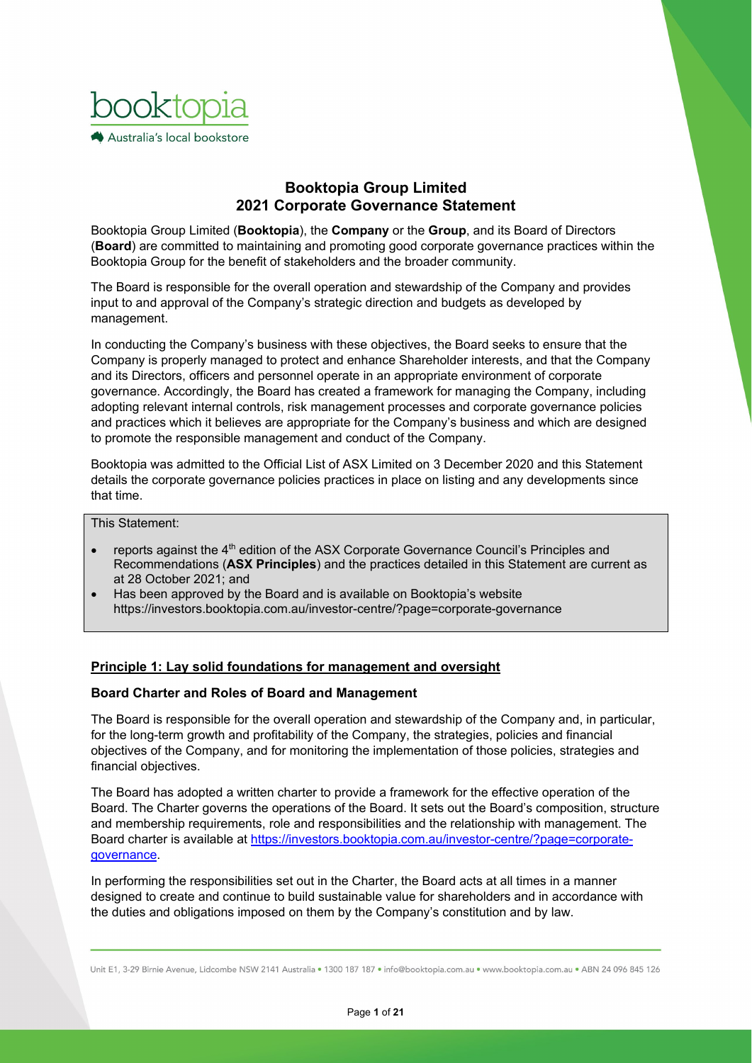# Booktopia Group Limited
# 2021 Corporate Governance Statement

Booktopia Group Limited (**Booktopia**), the **Company** or the **Group**, and its Board of Directors (**Board**) are committed to maintaining and promoting good corporate governance practices within the Booktopia Group for the benefit of stakeholders and the broader community.

The Board is responsible for the overall operation and stewardship of the Company and provides input to and approval of the Company's strategic direction and budgets as developed by management.

In conducting the Company's business with these objectives, the Board seeks to ensure that the Company is properly managed to protect and enhance Shareholder interests, and that the Company and its Directors, officers and personnel operate in an appropriate environment of corporate governance. Accordingly, the Board has created a framework for managing the Company, including adopting relevant internal controls, risk management processes and corporate governance policies and practices which it believes are appropriate for the Company's business and which are designed to promote the responsible management and conduct of the Company.

Booktopia was admitted to the Official List of ASX Limited on 3 December 2020 and this Statement details the corporate governance policies practices in place on listing and any developments since that time.

This Statement:

- reports against the 4th edition of the ASX Corporate Governance Council's Principles and Recommendations (**ASX Principles**) and the practices detailed in this Statement are current as at 28 October 2021; and
- Has been approved by the Board and is available on Booktopia's website https://investors.booktopia.com.au/investor-centre/?page=corporate-governance

## Principle 1: Lay solid foundations for management and oversight

### Board Charter and Roles of Board and Management

The Board is responsible for the overall operation and stewardship of the Company and, in particular, for the long-term growth and profitability of the Company, the strategies, policies and financial objectives of the Company, and for monitoring the implementation of those policies, strategies and financial objectives.

The Board has adopted a written charter to provide a framework for the effective operation of the Board. The Charter governs the operations of the Board. It sets out the Board's composition, structure and membership requirements, role and responsibilities and the relationship with management. The Board charter is available at https://investors.booktopia.com.au/investor-centre/?page=corporate-governance.

In performing the responsibilities set out in the Charter, the Board acts at all times in a manner designed to create and continue to build sustainable value for shareholders and in accordance with the duties and obligations imposed on them by the Company's constitution and by law.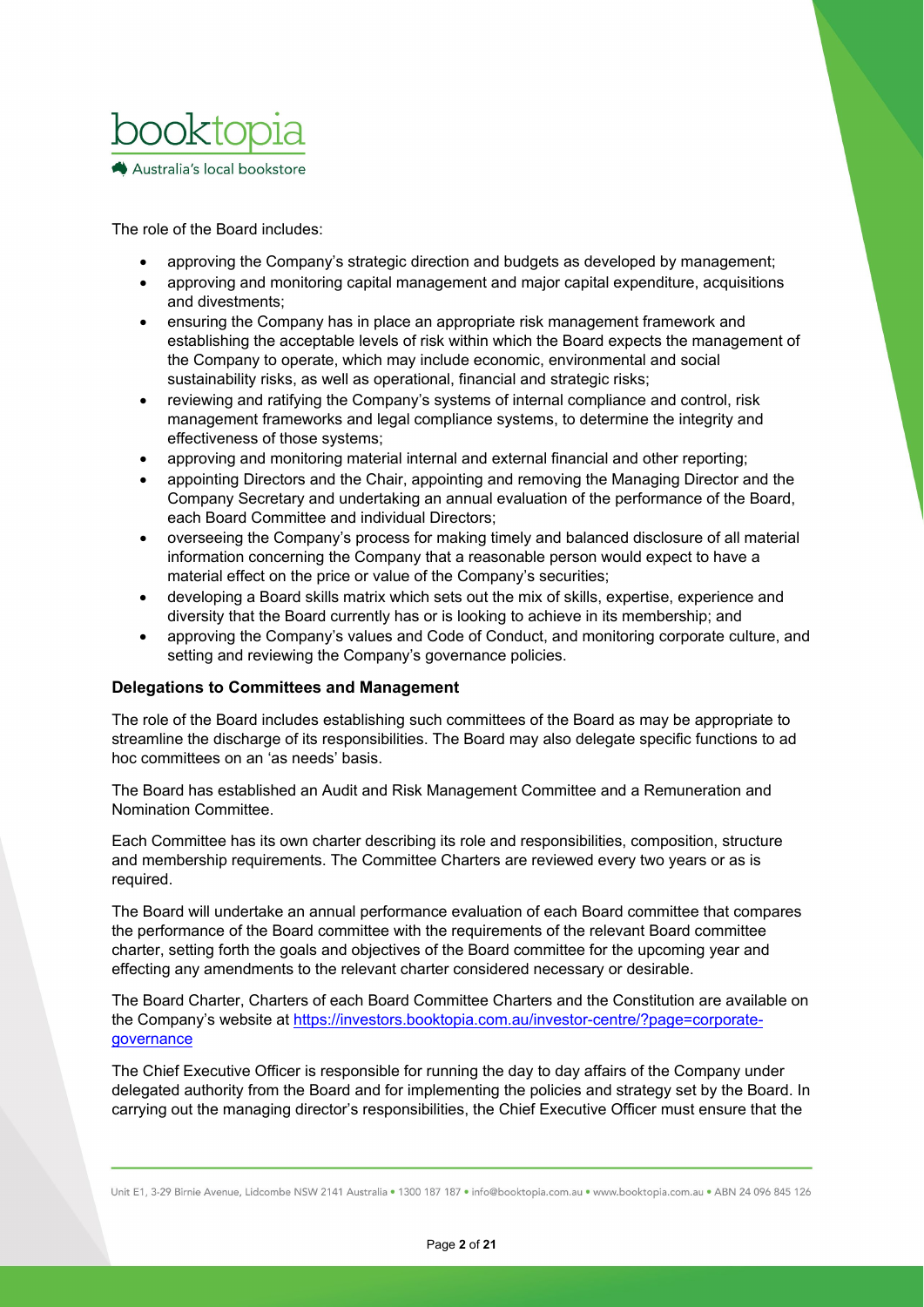The role of the Board includes:

- approving the Company's strategic direction and budgets as developed by management;
- approving and monitoring capital management and major capital expenditure, acquisitions and divestments;
- ensuring the Company has in place an appropriate risk management framework and establishing the acceptable levels of risk within which the Board expects the management of the Company to operate, which may include economic, environmental and social sustainability risks, as well as operational, financial and strategic risks;
- reviewing and ratifying the Company's systems of internal compliance and control, risk management frameworks and legal compliance systems, to determine the integrity and effectiveness of those systems;
- approving and monitoring material internal and external financial and other reporting;
- appointing Directors and the Chair, appointing and removing the Managing Director and the Company Secretary and undertaking an annual evaluation of the performance of the Board, each Board Committee and individual Directors;
- overseeing the Company's process for making timely and balanced disclosure of all material information concerning the Company that a reasonable person would expect to have a material effect on the price or value of the Company's securities;
- developing a Board skills matrix which sets out the mix of skills, expertise, experience and diversity that the Board currently has or is looking to achieve in its membership; and
- approving the Company's values and Code of Conduct, and monitoring corporate culture, and setting and reviewing the Company's governance policies.

### Delegations to Committees and Management

The role of the Board includes establishing such committees of the Board as may be appropriate to streamline the discharge of its responsibilities. The Board may also delegate specific functions to ad hoc committees on an 'as needs' basis.

The Board has established an Audit and Risk Management Committee and a Remuneration and Nomination Committee.

Each Committee has its own charter describing its role and responsibilities, composition, structure and membership requirements. The Committee Charters are reviewed every two years or as is required.

The Board will undertake an annual performance evaluation of each Board committee that compares the performance of the Board committee with the requirements of the relevant Board committee charter, setting forth the goals and objectives of the Board committee for the upcoming year and effecting any amendments to the relevant charter considered necessary or desirable.

The Board Charter, Charters of each Board Committee Charters and the Constitution are available on the Company's website at https://investors.booktopia.com.au/investor-centre/?page=corporate-governance

The Chief Executive Officer is responsible for running the day to day affairs of the Company under delegated authority from the Board and for implementing the policies and strategy set by the Board. In carrying out the managing director's responsibilities, the Chief Executive Officer must ensure that the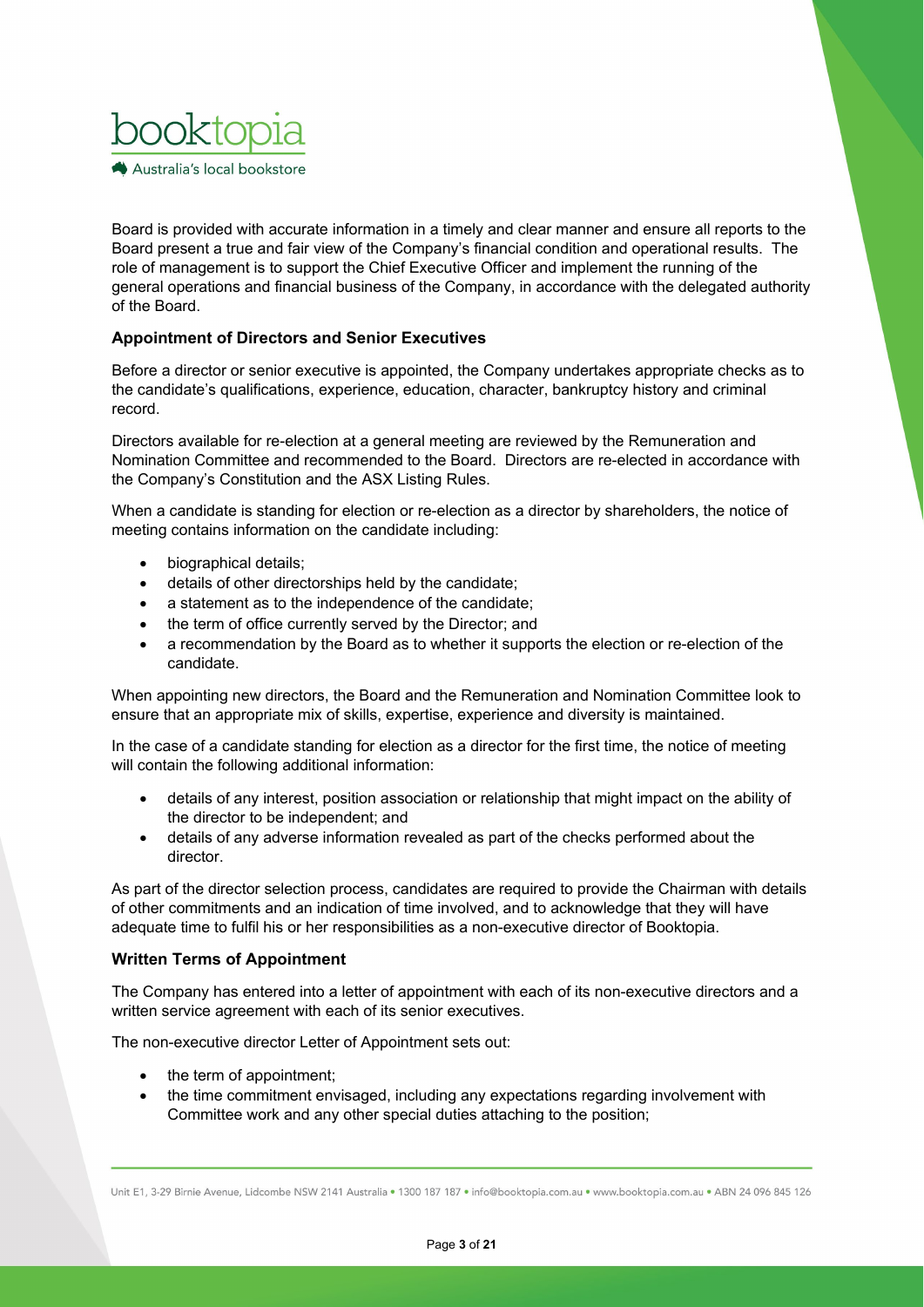Board is provided with accurate information in a timely and clear manner and ensure all reports to the Board present a true and fair view of the Company's financial condition and operational results. The role of management is to support the Chief Executive Officer and implement the running of the general operations and financial business of the Company, in accordance with the delegated authority of the Board.

**Appointment of Directors and Senior Executives**

Before a director or senior executive is appointed, the Company undertakes appropriate checks as to the candidate's qualifications, experience, education, character, bankruptcy history and criminal record.

Directors available for re-election at a general meeting are reviewed by the Remuneration and Nomination Committee and recommended to the Board. Directors are re-elected in accordance with the Company's Constitution and the ASX Listing Rules.

When a candidate is standing for election or re-election as a director by shareholders, the notice of meeting contains information on the candidate including:

- biographical details;
- details of other directorships held by the candidate;
- a statement as to the independence of the candidate;
- the term of office currently served by the Director; and
- a recommendation by the Board as to whether it supports the election or re-election of the candidate.

When appointing new directors, the Board and the Remuneration and Nomination Committee look to ensure that an appropriate mix of skills, expertise, experience and diversity is maintained.

In the case of a candidate standing for election as a director for the first time, the notice of meeting will contain the following additional information:

- details of any interest, position association or relationship that might impact on the ability of the director to be independent; and
- details of any adverse information revealed as part of the checks performed about the director.

As part of the director selection process, candidates are required to provide the Chairman with details of other commitments and an indication of time involved, and to acknowledge that they will have adequate time to fulfil his or her responsibilities as a non-executive director of Booktopia.

**Written Terms of Appointment**

The Company has entered into a letter of appointment with each of its non-executive directors and a written service agreement with each of its senior executives.

The non-executive director Letter of Appointment sets out:

- the term of appointment;
- the time commitment envisaged, including any expectations regarding involvement with Committee work and any other special duties attaching to the position;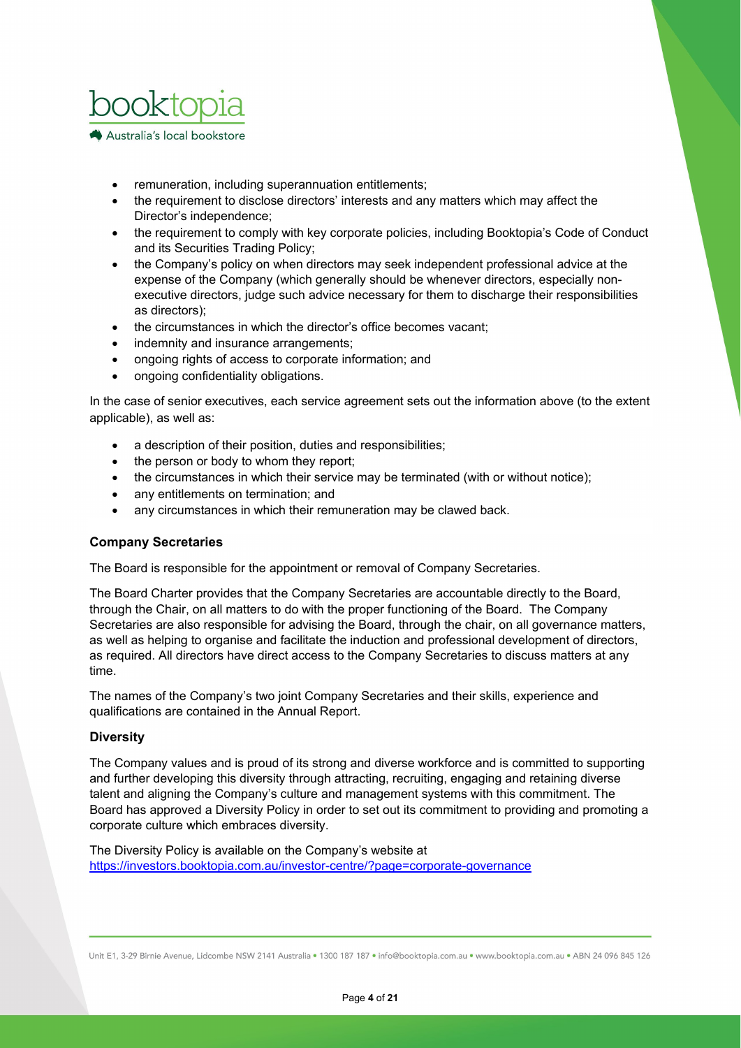- remuneration, including superannuation entitlements;
- the requirement to disclose directors' interests and any matters which may affect the Director's independence;
- the requirement to comply with key corporate policies, including Booktopia's Code of Conduct and its Securities Trading Policy;
- the Company's policy on when directors may seek independent professional advice at the expense of the Company (which generally should be whenever directors, especially non-executive directors, judge such advice necessary for them to discharge their responsibilities as directors);
- the circumstances in which the director's office becomes vacant;
- indemnity and insurance arrangements;
- ongoing rights of access to corporate information; and
- ongoing confidentiality obligations.

In the case of senior executives, each service agreement sets out the information above (to the extent applicable), as well as:

- a description of their position, duties and responsibilities;
- the person or body to whom they report;
- the circumstances in which their service may be terminated (with or without notice);
- any entitlements on termination; and
- any circumstances in which their remuneration may be clawed back.

### Company Secretaries

The Board is responsible for the appointment or removal of Company Secretaries.

The Board Charter provides that the Company Secretaries are accountable directly to the Board, through the Chair, on all matters to do with the proper functioning of the Board. The Company Secretaries are also responsible for advising the Board, through the chair, on all governance matters, as well as helping to organise and facilitate the induction and professional development of directors, as required. All directors have direct access to the Company Secretaries to discuss matters at any time.

The names of the Company's two joint Company Secretaries and their skills, experience and qualifications are contained in the Annual Report.

### Diversity

The Company values and is proud of its strong and diverse workforce and is committed to supporting and further developing this diversity through attracting, recruiting, engaging and retaining diverse talent and aligning the Company's culture and management systems with this commitment. The Board has approved a Diversity Policy in order to set out its commitment to providing and promoting a corporate culture which embraces diversity.

The Diversity Policy is available on the Company's website at https://investors.booktopia.com.au/investor-centre/?page=corporate-governance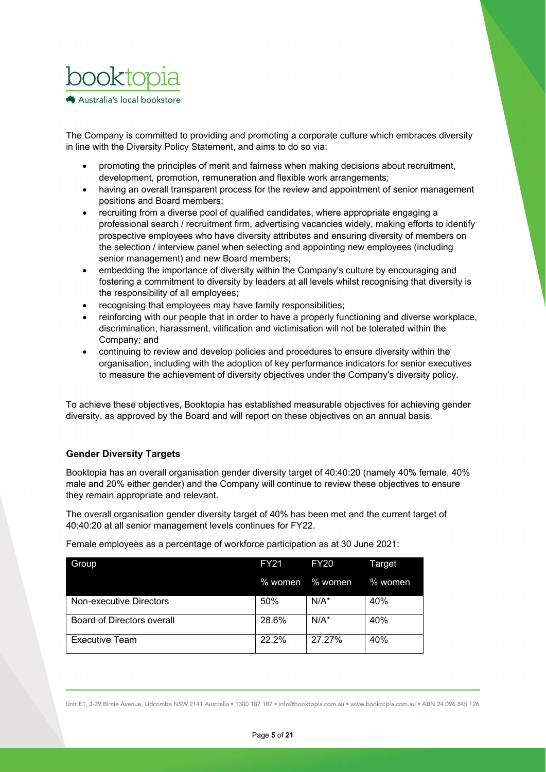The Company is committed to providing and promoting a corporate culture which embraces diversity in line with the Diversity Policy Statement, and aims to do so via:

- promoting the principles of merit and fairness when making decisions about recruitment, development, promotion, remuneration and flexible work arrangements;
- having an overall transparent process for the review and appointment of senior management positions and Board members;
- recruiting from a diverse pool of qualified candidates, where appropriate engaging a professional search / recruitment firm, advertising vacancies widely, making efforts to identify prospective employees who have diversity attributes and ensuring diversity of members on the selection / interview panel when selecting and appointing new employees (including senior management) and new Board members;
- embedding the importance of diversity within the Company's culture by encouraging and fostering a commitment to diversity by leaders at all levels whilst recognising that diversity is the responsibility of all employees;
- recognising that employees may have family responsibilities;
- reinforcing with our people that in order to have a properly functioning and diverse workplace, discrimination, harassment, vilification and victimisation will not be tolerated within the Company; and
- continuing to review and develop policies and procedures to ensure diversity within the organisation, including with the adoption of key performance indicators for senior executives to measure the achievement of diversity objectives under the Company's diversity policy.

To achieve these objectives, Booktopia has established measurable objectives for achieving gender diversity, as approved by the Board and will report on these objectives on an annual basis.

**Gender Diversity Targets**

Booktopia has an overall organisation gender diversity target of 40:40:20 (namely 40% female, 40% male and 20% either gender) and the Company will continue to review these objectives to ensure they remain appropriate and relevant.

The overall organisation gender diversity target of 40% has been met and the current target of 40:40:20 at all senior management levels continues for FY22.

Female employees as a percentage of workforce participation as at 30 June 2021:

| Group | FY21 | FY20 | Target |
|---|---|---|---|
| | % women | % women | % women |
| Non-executive Directors | 50% | N/A* | 40% |
| Board of Directors overall | 28.6% | N/A* | 40% |
| Executive Team | 22.2% | 27.27% | 40% |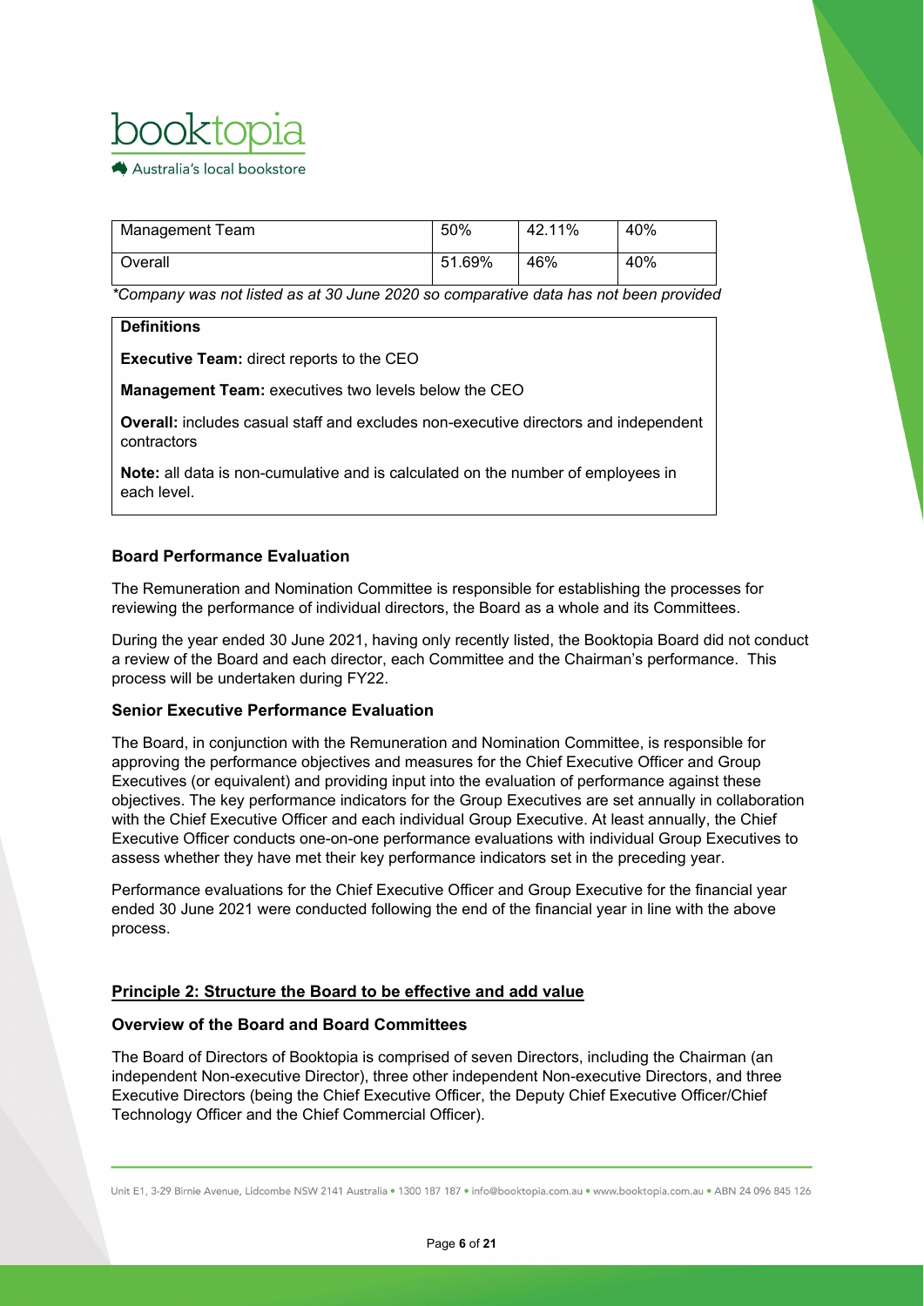| Management Team | 50% | 42.11% | 40% |
|---|---|---|---|
| Overall | 51.69% | 46% | 40% |

*\*Company was not listed as at 30 June 2020 so comparative data has not been provided*

**Definitions**

**Executive Team:** direct reports to the CEO

**Management Team:** executives two levels below the CEO

**Overall:** includes casual staff and excludes non-executive directors and independent contractors

**Note:** all data is non-cumulative and is calculated on the number of employees in each level.

### Board Performance Evaluation

The Remuneration and Nomination Committee is responsible for establishing the processes for reviewing the performance of individual directors, the Board as a whole and its Committees.

During the year ended 30 June 2021, having only recently listed, the Booktopia Board did not conduct a review of the Board and each director, each Committee and the Chairman's performance. This process will be undertaken during FY22.

### Senior Executive Performance Evaluation

The Board, in conjunction with the Remuneration and Nomination Committee, is responsible for approving the performance objectives and measures for the Chief Executive Officer and Group Executives (or equivalent) and providing input into the evaluation of performance against these objectives. The key performance indicators for the Group Executives are set annually in collaboration with the Chief Executive Officer and each individual Group Executive. At least annually, the Chief Executive Officer conducts one-on-one performance evaluations with individual Group Executives to assess whether they have met their key performance indicators set in the preceding year.

Performance evaluations for the Chief Executive Officer and Group Executive for the financial year ended 30 June 2021 were conducted following the end of the financial year in line with the above process.

## Principle 2: Structure the Board to be effective and add value

### Overview of the Board and Board Committees

The Board of Directors of Booktopia is comprised of seven Directors, including the Chairman (an independent Non-executive Director), three other independent Non-executive Directors, and three Executive Directors (being the Chief Executive Officer, the Deputy Chief Executive Officer/Chief Technology Officer and the Chief Commercial Officer).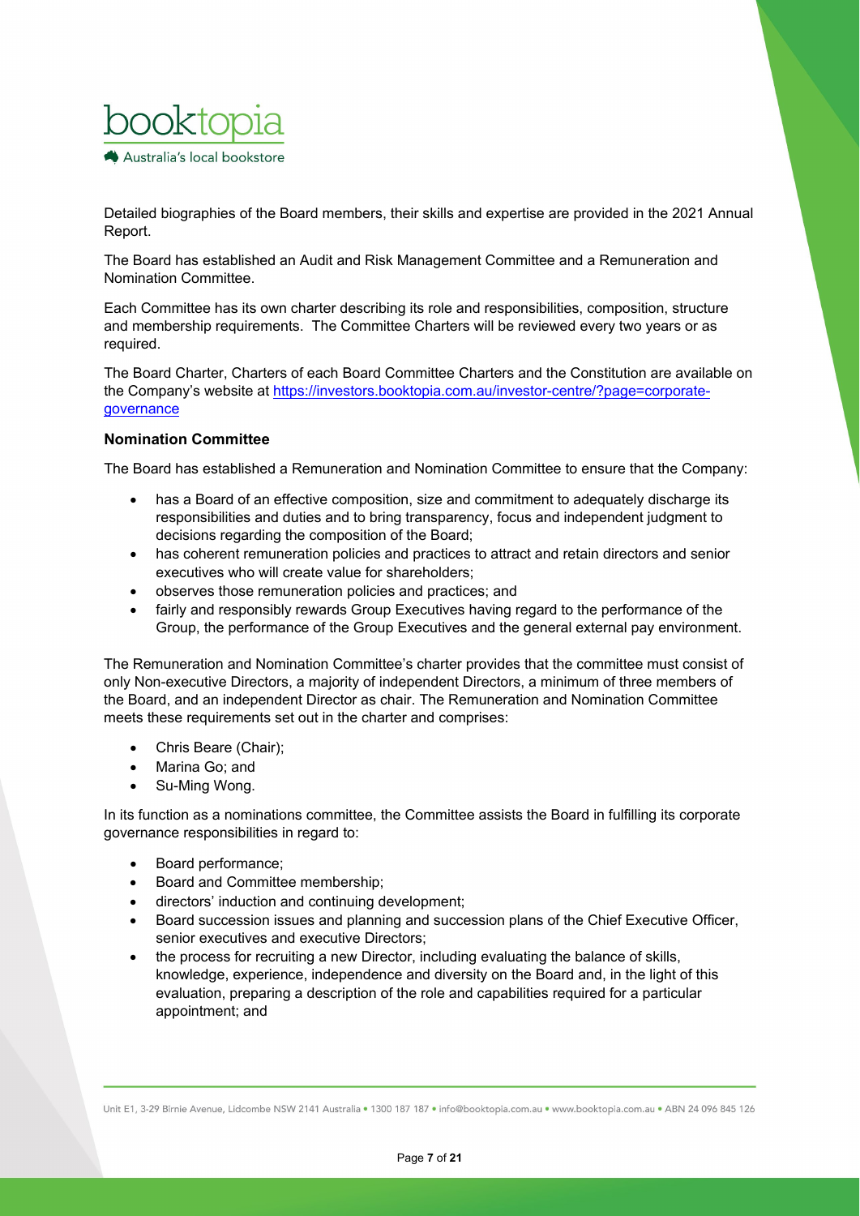Detailed biographies of the Board members, their skills and expertise are provided in the 2021 Annual Report.

The Board has established an Audit and Risk Management Committee and a Remuneration and Nomination Committee.

Each Committee has its own charter describing its role and responsibilities, composition, structure and membership requirements. The Committee Charters will be reviewed every two years or as required.

The Board Charter, Charters of each Board Committee Charters and the Constitution are available on the Company's website at https://investors.booktopia.com.au/investor-centre/?page=corporate-governance

**Nomination Committee**

The Board has established a Remuneration and Nomination Committee to ensure that the Company:

- has a Board of an effective composition, size and commitment to adequately discharge its responsibilities and duties and to bring transparency, focus and independent judgment to decisions regarding the composition of the Board;
- has coherent remuneration policies and practices to attract and retain directors and senior executives who will create value for shareholders;
- observes those remuneration policies and practices; and
- fairly and responsibly rewards Group Executives having regard to the performance of the Group, the performance of the Group Executives and the general external pay environment.

The Remuneration and Nomination Committee's charter provides that the committee must consist of only Non-executive Directors, a majority of independent Directors, a minimum of three members of the Board, and an independent Director as chair. The Remuneration and Nomination Committee meets these requirements set out in the charter and comprises:

- Chris Beare (Chair);
- Marina Go; and
- Su-Ming Wong.

In its function as a nominations committee, the Committee assists the Board in fulfilling its corporate governance responsibilities in regard to:

- Board performance;
- Board and Committee membership;
- directors' induction and continuing development;
- Board succession issues and planning and succession plans of the Chief Executive Officer, senior executives and executive Directors;
- the process for recruiting a new Director, including evaluating the balance of skills, knowledge, experience, independence and diversity on the Board and, in the light of this evaluation, preparing a description of the role and capabilities required for a particular appointment; and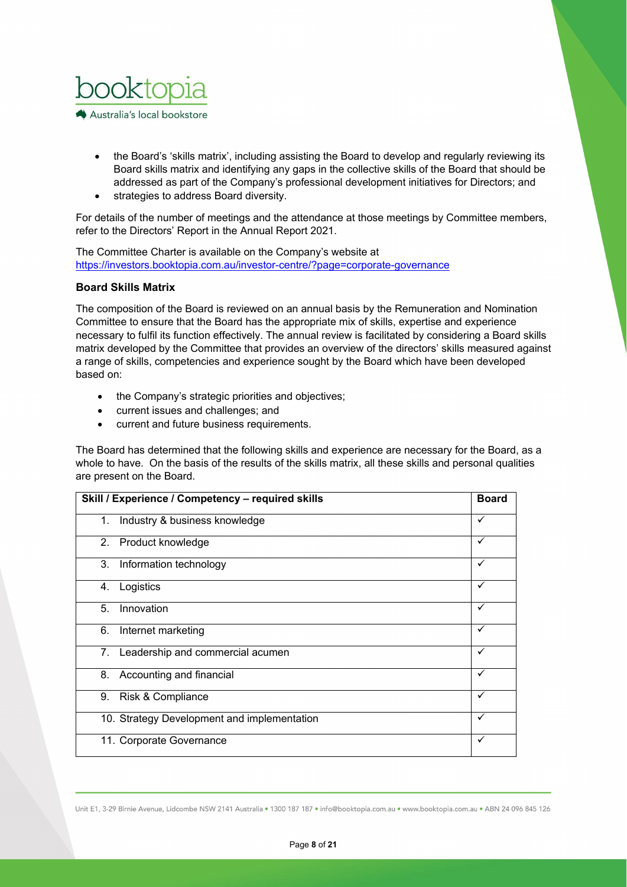- the Board's 'skills matrix', including assisting the Board to develop and regularly reviewing its Board skills matrix and identifying any gaps in the collective skills of the Board that should be addressed as part of the Company's professional development initiatives for Directors; and
- strategies to address Board diversity.

For details of the number of meetings and the attendance at those meetings by Committee members, refer to the Directors' Report in the Annual Report 2021.

The Committee Charter is available on the Company's website at https://investors.booktopia.com.au/investor-centre/?page=corporate-governance

**Board Skills Matrix**

The composition of the Board is reviewed on an annual basis by the Remuneration and Nomination Committee to ensure that the Board has the appropriate mix of skills, expertise and experience necessary to fulfil its function effectively. The annual review is facilitated by considering a Board skills matrix developed by the Committee that provides an overview of the directors' skills measured against a range of skills, competencies and experience sought by the Board which have been developed based on:

- the Company's strategic priorities and objectives;
- current issues and challenges; and
- current and future business requirements.

The Board has determined that the following skills and experience are necessary for the Board, as a whole to have. On the basis of the results of the skills matrix, all these skills and personal qualities are present on the Board.

| Skill / Experience / Competency – required skills | Board |
|---|---|
| 1. Industry & business knowledge | ✓ |
| 2. Product knowledge | ✓ |
| 3. Information technology | ✓ |
| 4. Logistics | ✓ |
| 5. Innovation | ✓ |
| 6. Internet marketing | ✓ |
| 7. Leadership and commercial acumen | ✓ |
| 8. Accounting and financial | ✓ |
| 9. Risk & Compliance | ✓ |
| 10. Strategy Development and implementation | ✓ |
| 11. Corporate Governance | ✓ |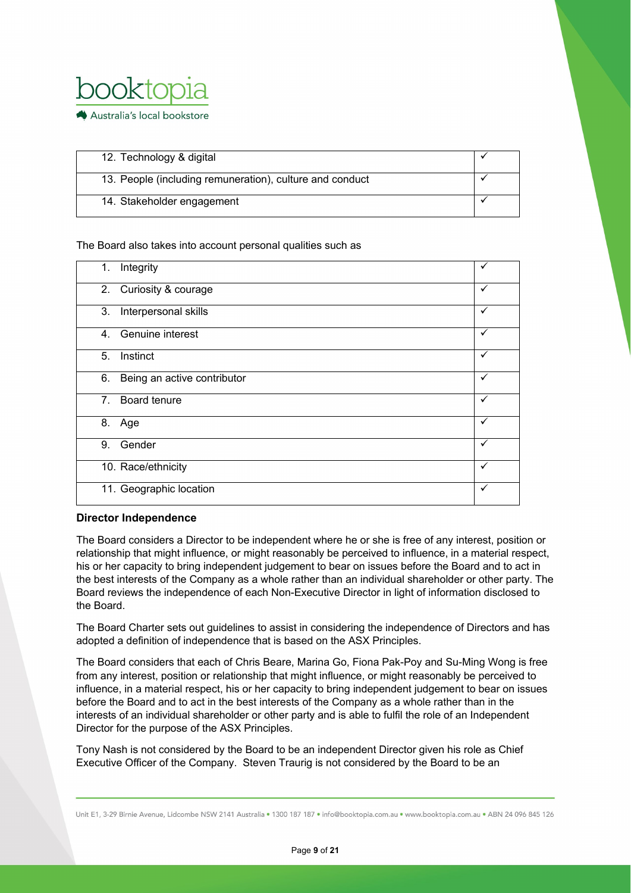| | |
|---|---|
| 12. Technology & digital | ✓ |
| 13. People (including remuneration), culture and conduct | ✓ |
| 14. Stakeholder engagement | ✓ |

The Board also takes into account personal qualities such as

| | |
|---|---|
| 1. Integrity | ✓ |
| 2. Curiosity & courage | ✓ |
| 3. Interpersonal skills | ✓ |
| 4. Genuine interest | ✓ |
| 5. Instinct | ✓ |
| 6. Being an active contributor | ✓ |
| 7. Board tenure | ✓ |
| 8. Age | ✓ |
| 9. Gender | ✓ |
| 10. Race/ethnicity | ✓ |
| 11. Geographic location | ✓ |

**Director Independence**

The Board considers a Director to be independent where he or she is free of any interest, position or relationship that might influence, or might reasonably be perceived to influence, in a material respect, his or her capacity to bring independent judgement to bear on issues before the Board and to act in the best interests of the Company as a whole rather than an individual shareholder or other party. The Board reviews the independence of each Non-Executive Director in light of information disclosed to the Board.

The Board Charter sets out guidelines to assist in considering the independence of Directors and has adopted a definition of independence that is based on the ASX Principles.

The Board considers that each of Chris Beare, Marina Go, Fiona Pak-Poy and Su-Ming Wong is free from any interest, position or relationship that might influence, or might reasonably be perceived to influence, in a material respect, his or her capacity to bring independent judgement to bear on issues before the Board and to act in the best interests of the Company as a whole rather than in the interests of an individual shareholder or other party and is able to fulfil the role of an Independent Director for the purpose of the ASX Principles.

Tony Nash is not considered by the Board to be an independent Director given his role as Chief Executive Officer of the Company. Steven Traurig is not considered by the Board to be an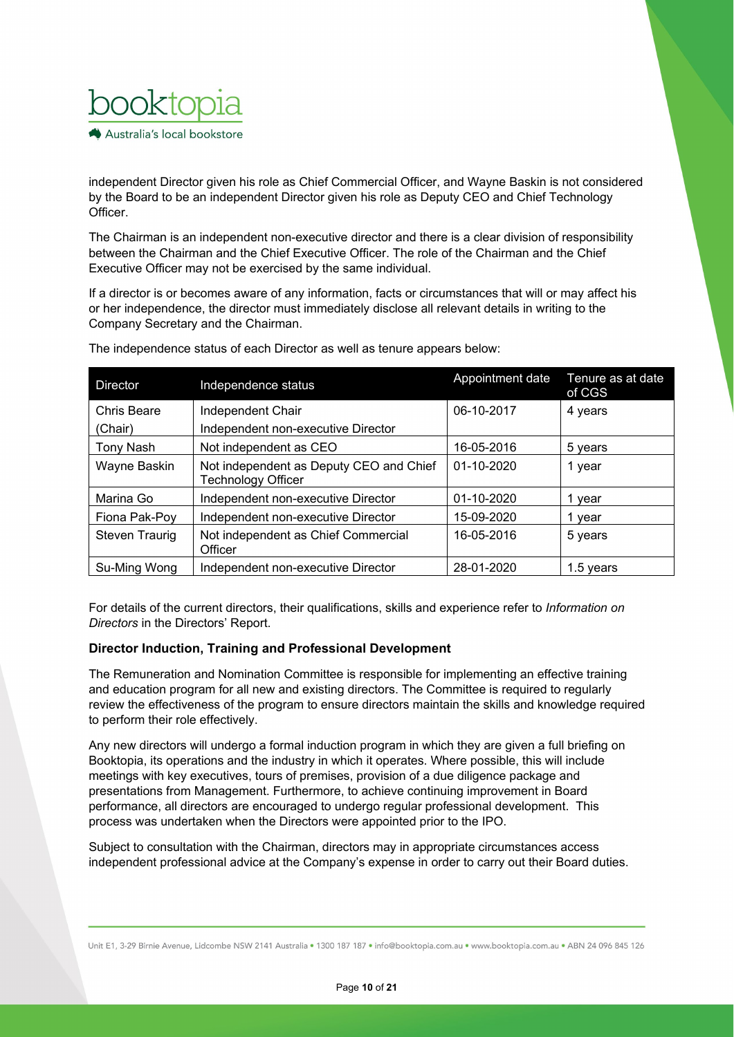independent Director given his role as Chief Commercial Officer, and Wayne Baskin is not considered by the Board to be an independent Director given his role as Deputy CEO and Chief Technology Officer.

The Chairman is an independent non-executive director and there is a clear division of responsibility between the Chairman and the Chief Executive Officer. The role of the Chairman and the Chief Executive Officer may not be exercised by the same individual.

If a director is or becomes aware of any information, facts or circumstances that will or may affect his or her independence, the director must immediately disclose all relevant details in writing to the Company Secretary and the Chairman.

The independence status of each Director as well as tenure appears below:

| Director | Independence status | Appointment date | Tenure as at date of CGS |
|---|---|---|---|
| Chris Beare (Chair) | Independent Chair<br>Independent non-executive Director | 06-10-2017 | 4 years |
| Tony Nash | Not independent as CEO | 16-05-2016 | 5 years |
| Wayne Baskin | Not independent as Deputy CEO and Chief Technology Officer | 01-10-2020 | 1 year |
| Marina Go | Independent non-executive Director | 01-10-2020 | 1 year |
| Fiona Pak-Poy | Independent non-executive Director | 15-09-2020 | 1 year |
| Steven Traurig | Not independent as Chief Commercial Officer | 16-05-2016 | 5 years |
| Su-Ming Wong | Independent non-executive Director | 28-01-2020 | 1.5 years |

For details of the current directors, their qualifications, skills and experience refer to *Information on Directors* in the Directors' Report.

**Director Induction, Training and Professional Development**

The Remuneration and Nomination Committee is responsible for implementing an effective training and education program for all new and existing directors. The Committee is required to regularly review the effectiveness of the program to ensure directors maintain the skills and knowledge required to perform their role effectively.

Any new directors will undergo a formal induction program in which they are given a full briefing on Booktopia, its operations and the industry in which it operates. Where possible, this will include meetings with key executives, tours of premises, provision of a due diligence package and presentations from Management. Furthermore, to achieve continuing improvement in Board performance, all directors are encouraged to undergo regular professional development. This process was undertaken when the Directors were appointed prior to the IPO.

Subject to consultation with the Chairman, directors may in appropriate circumstances access independent professional advice at the Company's expense in order to carry out their Board duties.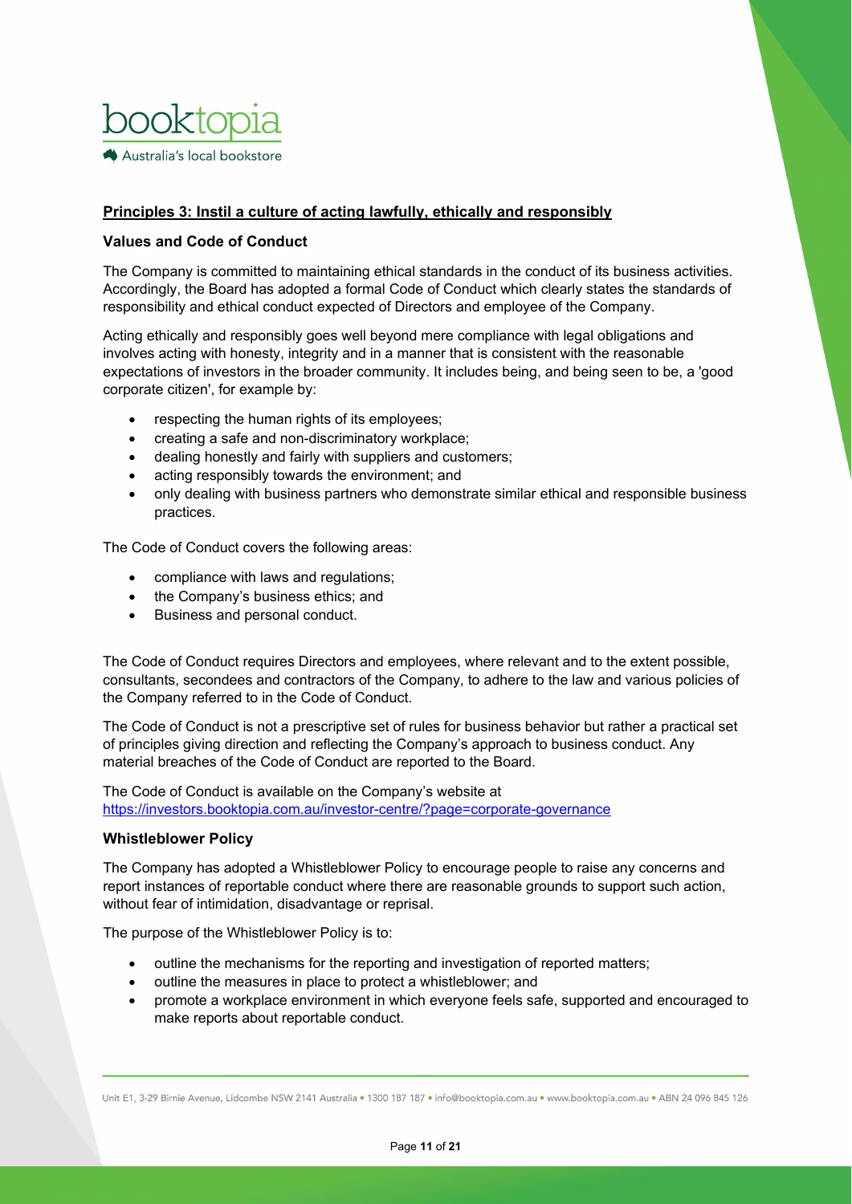## Principles 3: Instil a culture of acting lawfully, ethically and responsibly

### Values and Code of Conduct

The Company is committed to maintaining ethical standards in the conduct of its business activities. Accordingly, the Board has adopted a formal Code of Conduct which clearly states the standards of responsibility and ethical conduct expected of Directors and employee of the Company.

Acting ethically and responsibly goes well beyond mere compliance with legal obligations and involves acting with honesty, integrity and in a manner that is consistent with the reasonable expectations of investors in the broader community. It includes being, and being seen to be, a 'good corporate citizen', for example by:

- respecting the human rights of its employees;
- creating a safe and non-discriminatory workplace;
- dealing honestly and fairly with suppliers and customers;
- acting responsibly towards the environment; and
- only dealing with business partners who demonstrate similar ethical and responsible business practices.

The Code of Conduct covers the following areas:

- compliance with laws and regulations;
- the Company's business ethics; and
- Business and personal conduct.

The Code of Conduct requires Directors and employees, where relevant and to the extent possible, consultants, secondees and contractors of the Company, to adhere to the law and various policies of the Company referred to in the Code of Conduct.

The Code of Conduct is not a prescriptive set of rules for business behavior but rather a practical set of principles giving direction and reflecting the Company's approach to business conduct. Any material breaches of the Code of Conduct are reported to the Board.

The Code of Conduct is available on the Company's website at https://investors.booktopia.com.au/investor-centre/?page=corporate-governance

### Whistleblower Policy

The Company has adopted a Whistleblower Policy to encourage people to raise any concerns and report instances of reportable conduct where there are reasonable grounds to support such action, without fear of intimidation, disadvantage or reprisal.

The purpose of the Whistleblower Policy is to:

- outline the mechanisms for the reporting and investigation of reported matters;
- outline the measures in place to protect a whistleblower; and
- promote a workplace environment in which everyone feels safe, supported and encouraged to make reports about reportable conduct.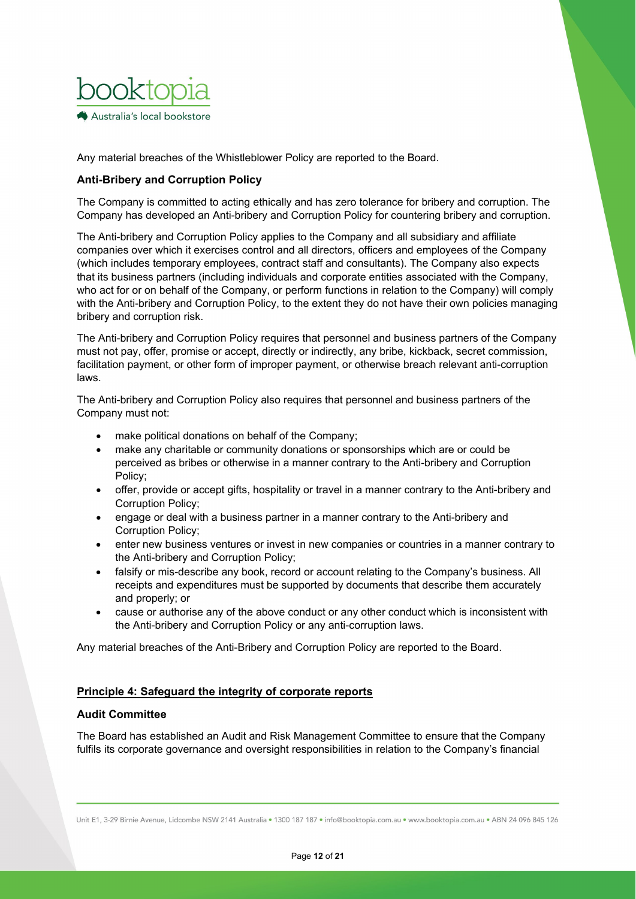Any material breaches of the Whistleblower Policy are reported to the Board.

### Anti-Bribery and Corruption Policy

The Company is committed to acting ethically and has zero tolerance for bribery and corruption. The Company has developed an Anti-bribery and Corruption Policy for countering bribery and corruption.

The Anti-bribery and Corruption Policy applies to the Company and all subsidiary and affiliate companies over which it exercises control and all directors, officers and employees of the Company (which includes temporary employees, contract staff and consultants). The Company also expects that its business partners (including individuals and corporate entities associated with the Company, who act for or on behalf of the Company, or perform functions in relation to the Company) will comply with the Anti-bribery and Corruption Policy, to the extent they do not have their own policies managing bribery and corruption risk.

The Anti-bribery and Corruption Policy requires that personnel and business partners of the Company must not pay, offer, promise or accept, directly or indirectly, any bribe, kickback, secret commission, facilitation payment, or other form of improper payment, or otherwise breach relevant anti-corruption laws.

The Anti-bribery and Corruption Policy also requires that personnel and business partners of the Company must not:

- make political donations on behalf of the Company;
- make any charitable or community donations or sponsorships which are or could be perceived as bribes or otherwise in a manner contrary to the Anti-bribery and Corruption Policy;
- offer, provide or accept gifts, hospitality or travel in a manner contrary to the Anti-bribery and Corruption Policy;
- engage or deal with a business partner in a manner contrary to the Anti-bribery and Corruption Policy;
- enter new business ventures or invest in new companies or countries in a manner contrary to the Anti-bribery and Corruption Policy;
- falsify or mis-describe any book, record or account relating to the Company's business. All receipts and expenditures must be supported by documents that describe them accurately and properly; or
- cause or authorise any of the above conduct or any other conduct which is inconsistent with the Anti-bribery and Corruption Policy or any anti-corruption laws.

Any material breaches of the Anti-Bribery and Corruption Policy are reported to the Board.

## Principle 4: Safeguard the integrity of corporate reports

### Audit Committee

The Board has established an Audit and Risk Management Committee to ensure that the Company fulfils its corporate governance and oversight responsibilities in relation to the Company's financial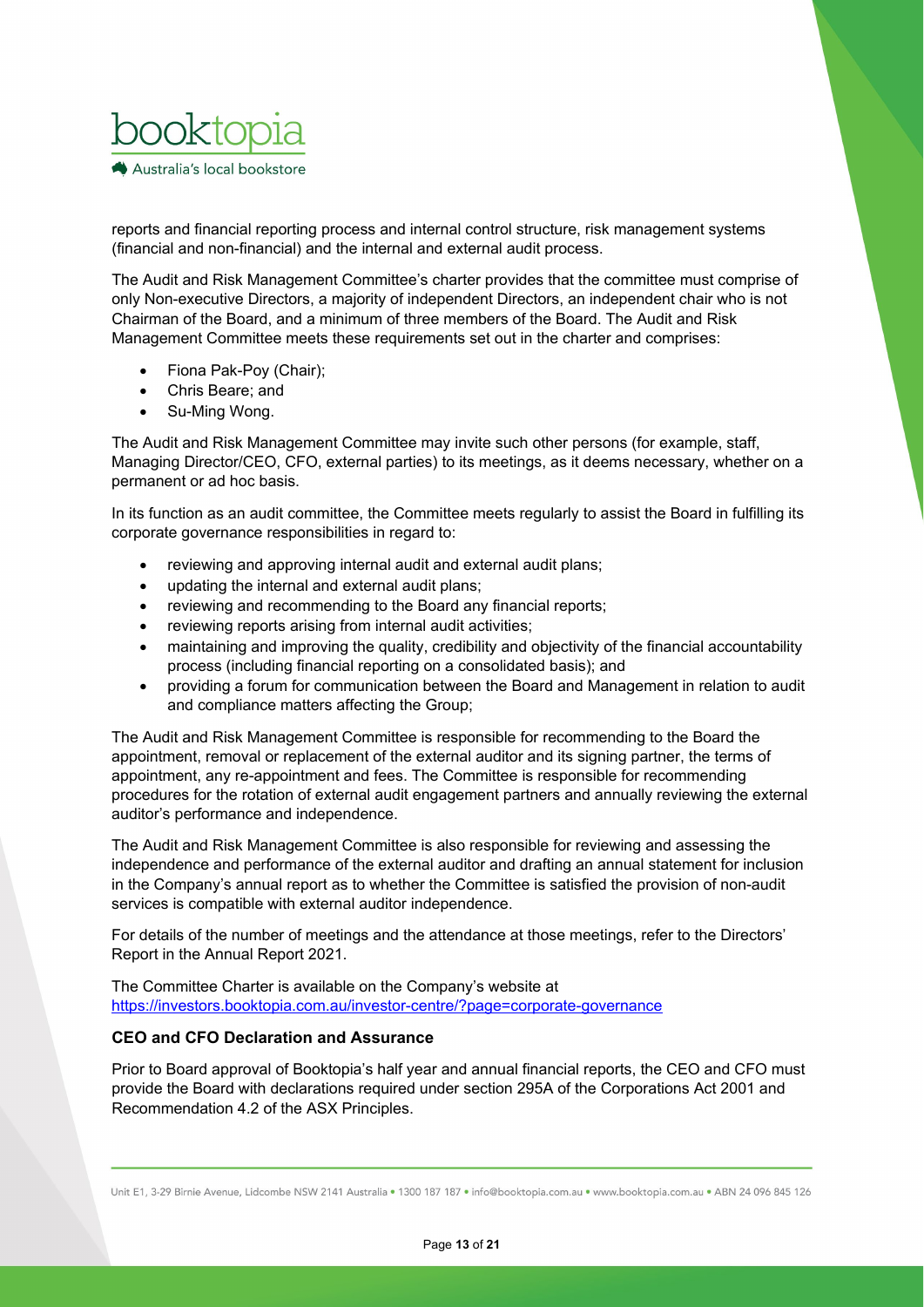reports and financial reporting process and internal control structure, risk management systems (financial and non-financial) and the internal and external audit process.

The Audit and Risk Management Committee's charter provides that the committee must comprise of only Non-executive Directors, a majority of independent Directors, an independent chair who is not Chairman of the Board, and a minimum of three members of the Board. The Audit and Risk Management Committee meets these requirements set out in the charter and comprises:

- Fiona Pak-Poy (Chair);
- Chris Beare; and
- Su-Ming Wong.

The Audit and Risk Management Committee may invite such other persons (for example, staff, Managing Director/CEO, CFO, external parties) to its meetings, as it deems necessary, whether on a permanent or ad hoc basis.

In its function as an audit committee, the Committee meets regularly to assist the Board in fulfilling its corporate governance responsibilities in regard to:

- reviewing and approving internal audit and external audit plans;
- updating the internal and external audit plans;
- reviewing and recommending to the Board any financial reports;
- reviewing reports arising from internal audit activities;
- maintaining and improving the quality, credibility and objectivity of the financial accountability process (including financial reporting on a consolidated basis); and
- providing a forum for communication between the Board and Management in relation to audit and compliance matters affecting the Group;

The Audit and Risk Management Committee is responsible for recommending to the Board the appointment, removal or replacement of the external auditor and its signing partner, the terms of appointment, any re-appointment and fees. The Committee is responsible for recommending procedures for the rotation of external audit engagement partners and annually reviewing the external auditor's performance and independence.

The Audit and Risk Management Committee is also responsible for reviewing and assessing the independence and performance of the external auditor and drafting an annual statement for inclusion in the Company's annual report as to whether the Committee is satisfied the provision of non-audit services is compatible with external auditor independence.

For details of the number of meetings and the attendance at those meetings, refer to the Directors' Report in the Annual Report 2021.

The Committee Charter is available on the Company's website at https://investors.booktopia.com.au/investor-centre/?page=corporate-governance

**CEO and CFO Declaration and Assurance**

Prior to Board approval of Booktopia's half year and annual financial reports, the CEO and CFO must provide the Board with declarations required under section 295A of the Corporations Act 2001 and Recommendation 4.2 of the ASX Principles.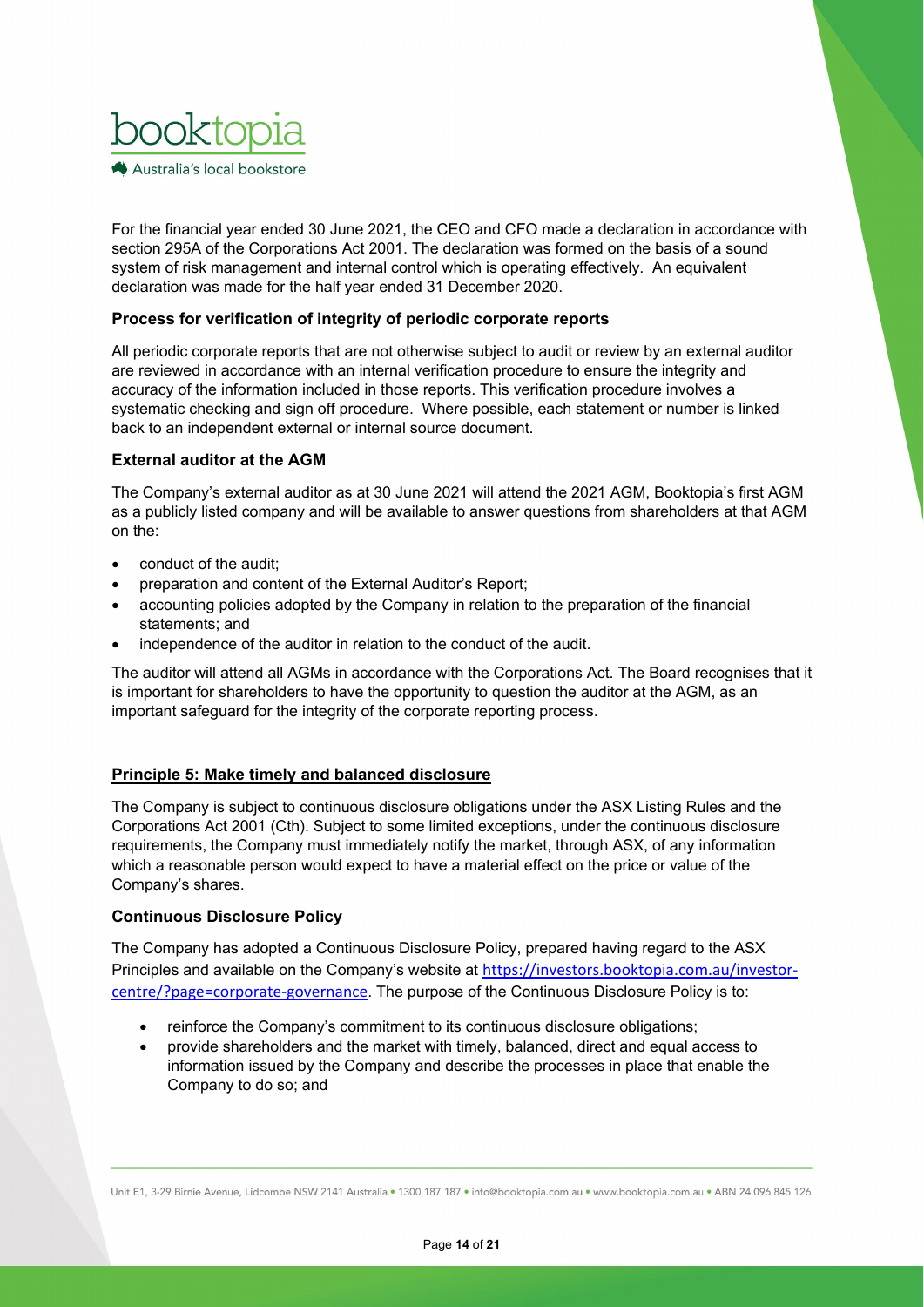For the financial year ended 30 June 2021, the CEO and CFO made a declaration in accordance with section 295A of the Corporations Act 2001. The declaration was formed on the basis of a sound system of risk management and internal control which is operating effectively. An equivalent declaration was made for the half year ended 31 December 2020.

### Process for verification of integrity of periodic corporate reports

All periodic corporate reports that are not otherwise subject to audit or review by an external auditor are reviewed in accordance with an internal verification procedure to ensure the integrity and accuracy of the information included in those reports. This verification procedure involves a systematic checking and sign off procedure. Where possible, each statement or number is linked back to an independent external or internal source document.

### External auditor at the AGM

The Company's external auditor as at 30 June 2021 will attend the 2021 AGM, Booktopia's first AGM as a publicly listed company and will be available to answer questions from shareholders at that AGM on the:

- conduct of the audit;
- preparation and content of the External Auditor's Report;
- accounting policies adopted by the Company in relation to the preparation of the financial statements; and
- independence of the auditor in relation to the conduct of the audit.

The auditor will attend all AGMs in accordance with the Corporations Act. The Board recognises that it is important for shareholders to have the opportunity to question the auditor at the AGM, as an important safeguard for the integrity of the corporate reporting process.

## Principle 5: Make timely and balanced disclosure

The Company is subject to continuous disclosure obligations under the ASX Listing Rules and the Corporations Act 2001 (Cth). Subject to some limited exceptions, under the continuous disclosure requirements, the Company must immediately notify the market, through ASX, of any information which a reasonable person would expect to have a material effect on the price or value of the Company's shares.

### Continuous Disclosure Policy

The Company has adopted a Continuous Disclosure Policy, prepared having regard to the ASX Principles and available on the Company's website at https://investors.booktopia.com.au/investor-centre/?page=corporate-governance. The purpose of the Continuous Disclosure Policy is to:

- reinforce the Company's commitment to its continuous disclosure obligations;
- provide shareholders and the market with timely, balanced, direct and equal access to information issued by the Company and describe the processes in place that enable the Company to do so; and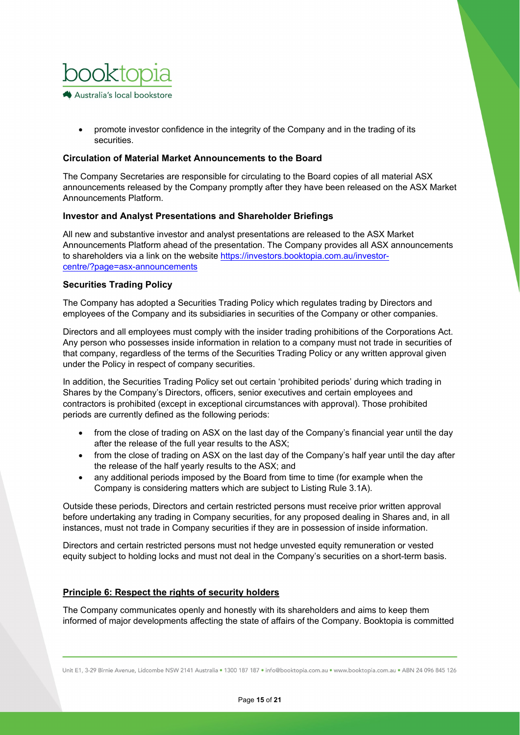- promote investor confidence in the integrity of the Company and in the trading of its securities.

**Circulation of Material Market Announcements to the Board**

The Company Secretaries are responsible for circulating to the Board copies of all material ASX announcements released by the Company promptly after they have been released on the ASX Market Announcements Platform.

**Investor and Analyst Presentations and Shareholder Briefings**

All new and substantive investor and analyst presentations are released to the ASX Market Announcements Platform ahead of the presentation. The Company provides all ASX announcements to shareholders via a link on the website [https://investors.booktopia.com.au/investor-centre/?page=asx-announcements](https://investors.booktopia.com.au/investor-centre/?page=asx-announcements)

**Securities Trading Policy**

The Company has adopted a Securities Trading Policy which regulates trading by Directors and employees of the Company and its subsidiaries in securities of the Company or other companies.

Directors and all employees must comply with the insider trading prohibitions of the Corporations Act. Any person who possesses inside information in relation to a company must not trade in securities of that company, regardless of the terms of the Securities Trading Policy or any written approval given under the Policy in respect of company securities.

In addition, the Securities Trading Policy set out certain 'prohibited periods' during which trading in Shares by the Company's Directors, officers, senior executives and certain employees and contractors is prohibited (except in exceptional circumstances with approval). Those prohibited periods are currently defined as the following periods:

- from the close of trading on ASX on the last day of the Company's financial year until the day after the release of the full year results to the ASX;
- from the close of trading on ASX on the last day of the Company's half year until the day after the release of the half yearly results to the ASX; and
- any additional periods imposed by the Board from time to time (for example when the Company is considering matters which are subject to Listing Rule 3.1A).

Outside these periods, Directors and certain restricted persons must receive prior written approval before undertaking any trading in Company securities, for any proposed dealing in Shares and, in all instances, must not trade in Company securities if they are in possession of inside information.

Directors and certain restricted persons must not hedge unvested equity remuneration or vested equity subject to holding locks and must not deal in the Company's securities on a short-term basis.

**<u>Principle 6: Respect the rights of security holders</u>**

The Company communicates openly and honestly with its shareholders and aims to keep them informed of major developments affecting the state of affairs of the Company. Booktopia is committed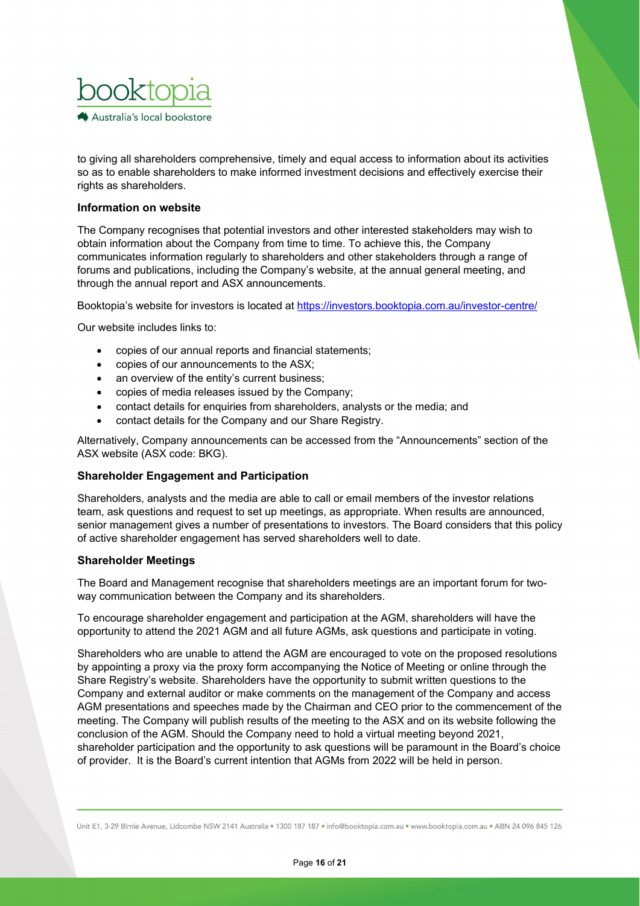to giving all shareholders comprehensive, timely and equal access to information about its activities so as to enable shareholders to make informed investment decisions and effectively exercise their rights as shareholders.

**Information on website**

The Company recognises that potential investors and other interested stakeholders may wish to obtain information about the Company from time to time. To achieve this, the Company communicates information regularly to shareholders and other stakeholders through a range of forums and publications, including the Company's website, at the annual general meeting, and through the annual report and ASX announcements.

Booktopia's website for investors is located at https://investors.booktopia.com.au/investor-centre/

Our website includes links to:

- copies of our annual reports and financial statements;
- copies of our announcements to the ASX;
- an overview of the entity's current business;
- copies of media releases issued by the Company;
- contact details for enquiries from shareholders, analysts or the media; and
- contact details for the Company and our Share Registry.

Alternatively, Company announcements can be accessed from the "Announcements" section of the ASX website (ASX code: BKG).

**Shareholder Engagement and Participation**

Shareholders, analysts and the media are able to call or email members of the investor relations team, ask questions and request to set up meetings, as appropriate. When results are announced, senior management gives a number of presentations to investors. The Board considers that this policy of active shareholder engagement has served shareholders well to date.

**Shareholder Meetings**

The Board and Management recognise that shareholders meetings are an important forum for two-way communication between the Company and its shareholders.

To encourage shareholder engagement and participation at the AGM, shareholders will have the opportunity to attend the 2021 AGM and all future AGMs, ask questions and participate in voting.

Shareholders who are unable to attend the AGM are encouraged to vote on the proposed resolutions by appointing a proxy via the proxy form accompanying the Notice of Meeting or online through the Share Registry's website. Shareholders have the opportunity to submit written questions to the Company and external auditor or make comments on the management of the Company and access AGM presentations and speeches made by the Chairman and CEO prior to the commencement of the meeting. The Company will publish results of the meeting to the ASX and on its website following the conclusion of the AGM. Should the Company need to hold a virtual meeting beyond 2021, shareholder participation and the opportunity to ask questions will be paramount in the Board's choice of provider. It is the Board's current intention that AGMs from 2022 will be held in person.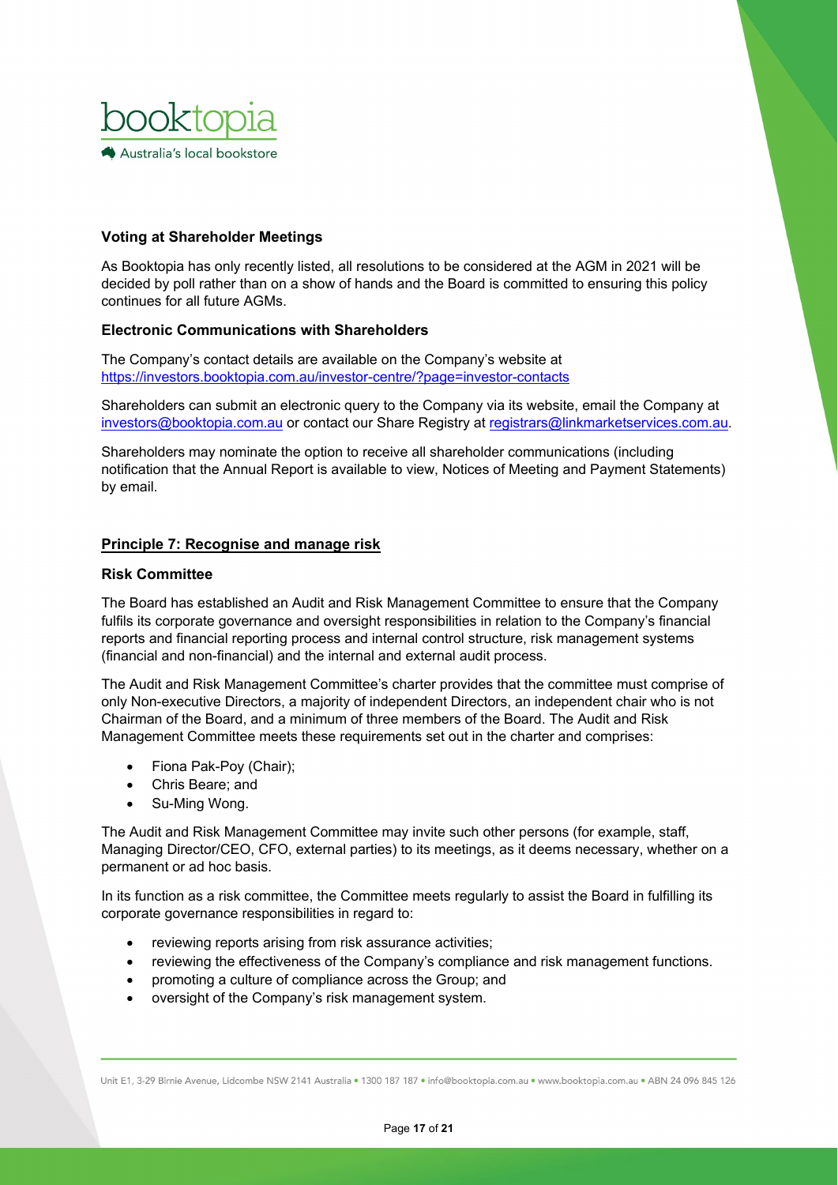### Voting at Shareholder Meetings

As Booktopia has only recently listed, all resolutions to be considered at the AGM in 2021 will be decided by poll rather than on a show of hands and the Board is committed to ensuring this policy continues for all future AGMs.

### Electronic Communications with Shareholders

The Company's contact details are available on the Company's website at https://investors.booktopia.com.au/investor-centre/?page=investor-contacts

Shareholders can submit an electronic query to the Company via its website, email the Company at investors@booktopia.com.au or contact our Share Registry at registrars@linkmarketservices.com.au.

Shareholders may nominate the option to receive all shareholder communications (including notification that the Annual Report is available to view, Notices of Meeting and Payment Statements) by email.

## Principle 7: Recognise and manage risk

### Risk Committee

The Board has established an Audit and Risk Management Committee to ensure that the Company fulfils its corporate governance and oversight responsibilities in relation to the Company's financial reports and financial reporting process and internal control structure, risk management systems (financial and non-financial) and the internal and external audit process.

The Audit and Risk Management Committee's charter provides that the committee must comprise of only Non-executive Directors, a majority of independent Directors, an independent chair who is not Chairman of the Board, and a minimum of three members of the Board. The Audit and Risk Management Committee meets these requirements set out in the charter and comprises:

- Fiona Pak-Poy (Chair);
- Chris Beare; and
- Su-Ming Wong.

The Audit and Risk Management Committee may invite such other persons (for example, staff, Managing Director/CEO, CFO, external parties) to its meetings, as it deems necessary, whether on a permanent or ad hoc basis.

In its function as a risk committee, the Committee meets regularly to assist the Board in fulfilling its corporate governance responsibilities in regard to:

- reviewing reports arising from risk assurance activities;
- reviewing the effectiveness of the Company's compliance and risk management functions.
- promoting a culture of compliance across the Group; and
- oversight of the Company's risk management system.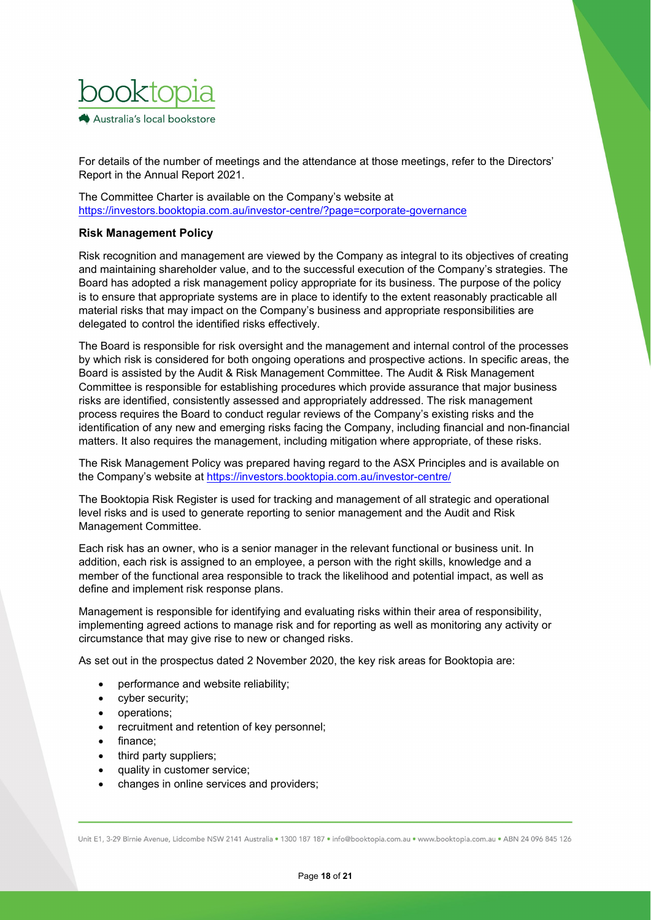For details of the number of meetings and the attendance at those meetings, refer to the Directors' Report in the Annual Report 2021.

The Committee Charter is available on the Company's website at https://investors.booktopia.com.au/investor-centre/?page=corporate-governance

**Risk Management Policy**

Risk recognition and management are viewed by the Company as integral to its objectives of creating and maintaining shareholder value, and to the successful execution of the Company's strategies. The Board has adopted a risk management policy appropriate for its business. The purpose of the policy is to ensure that appropriate systems are in place to identify to the extent reasonably practicable all material risks that may impact on the Company's business and appropriate responsibilities are delegated to control the identified risks effectively.

The Board is responsible for risk oversight and the management and internal control of the processes by which risk is considered for both ongoing operations and prospective actions. In specific areas, the Board is assisted by the Audit & Risk Management Committee. The Audit & Risk Management Committee is responsible for establishing procedures which provide assurance that major business risks are identified, consistently assessed and appropriately addressed. The risk management process requires the Board to conduct regular reviews of the Company's existing risks and the identification of any new and emerging risks facing the Company, including financial and non-financial matters. It also requires the management, including mitigation where appropriate, of these risks.

The Risk Management Policy was prepared having regard to the ASX Principles and is available on the Company's website at https://investors.booktopia.com.au/investor-centre/

The Booktopia Risk Register is used for tracking and management of all strategic and operational level risks and is used to generate reporting to senior management and the Audit and Risk Management Committee.

Each risk has an owner, who is a senior manager in the relevant functional or business unit. In addition, each risk is assigned to an employee, a person with the right skills, knowledge and a member of the functional area responsible to track the likelihood and potential impact, as well as define and implement risk response plans.

Management is responsible for identifying and evaluating risks within their area of responsibility, implementing agreed actions to manage risk and for reporting as well as monitoring any activity or circumstance that may give rise to new or changed risks.

As set out in the prospectus dated 2 November 2020, the key risk areas for Booktopia are:

- performance and website reliability;
- cyber security;
- operations;
- recruitment and retention of key personnel;
- finance;
- third party suppliers;
- quality in customer service;
- changes in online services and providers;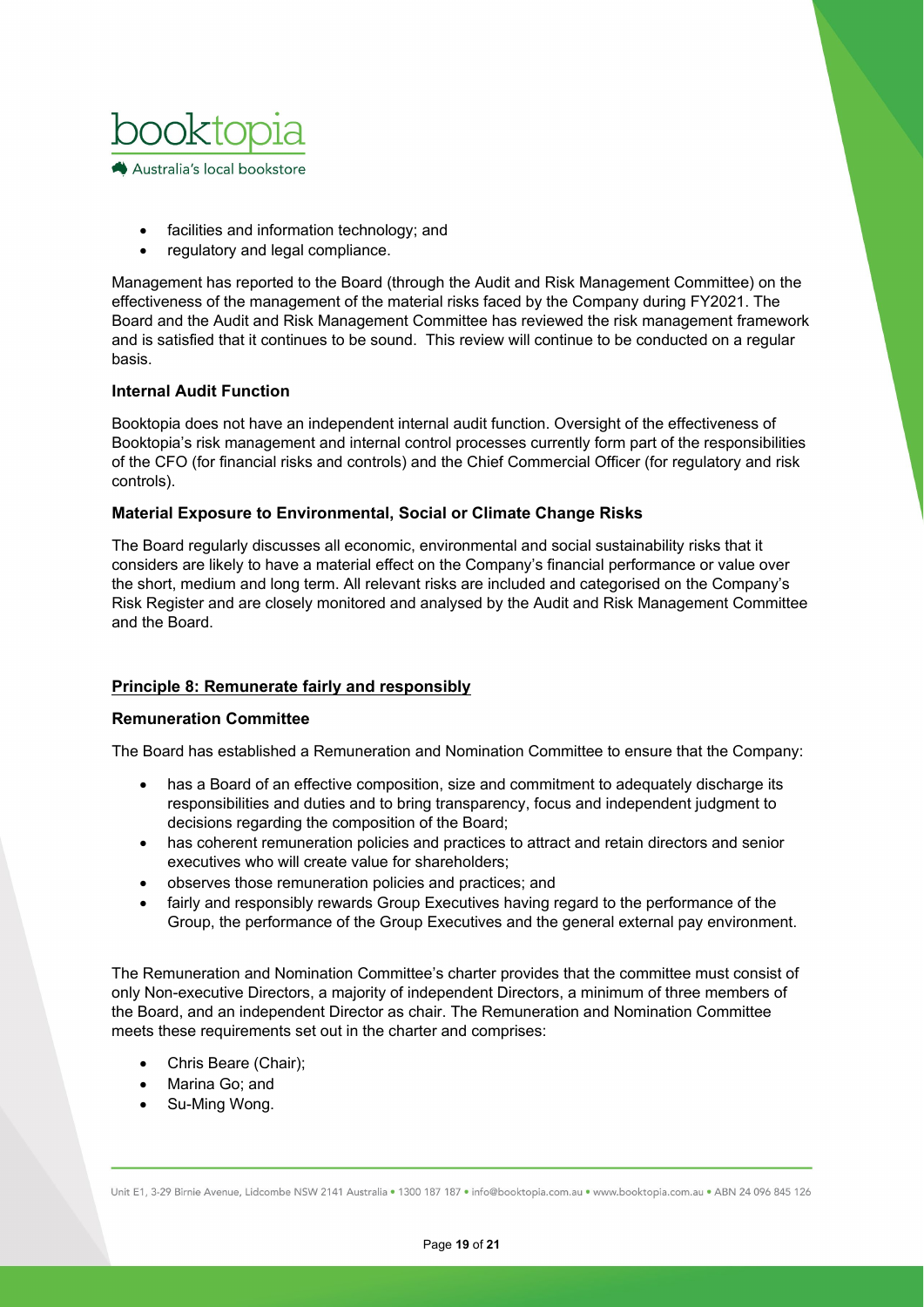- facilities and information technology; and
- regulatory and legal compliance.

Management has reported to the Board (through the Audit and Risk Management Committee) on the effectiveness of the management of the material risks faced by the Company during FY2021. The Board and the Audit and Risk Management Committee has reviewed the risk management framework and is satisfied that it continues to be sound. This review will continue to be conducted on a regular basis.

**Internal Audit Function**

Booktopia does not have an independent internal audit function. Oversight of the effectiveness of Booktopia's risk management and internal control processes currently form part of the responsibilities of the CFO (for financial risks and controls) and the Chief Commercial Officer (for regulatory and risk controls).

**Material Exposure to Environmental, Social or Climate Change Risks**

The Board regularly discusses all economic, environmental and social sustainability risks that it considers are likely to have a material effect on the Company's financial performance or value over the short, medium and long term. All relevant risks are included and categorised on the Company's Risk Register and are closely monitored and analysed by the Audit and Risk Management Committee and the Board.

## Principle 8: Remunerate fairly and responsibly

**Remuneration Committee**

The Board has established a Remuneration and Nomination Committee to ensure that the Company:

- has a Board of an effective composition, size and commitment to adequately discharge its responsibilities and duties and to bring transparency, focus and independent judgment to decisions regarding the composition of the Board;
- has coherent remuneration policies and practices to attract and retain directors and senior executives who will create value for shareholders;
- observes those remuneration policies and practices; and
- fairly and responsibly rewards Group Executives having regard to the performance of the Group, the performance of the Group Executives and the general external pay environment.

The Remuneration and Nomination Committee's charter provides that the committee must consist of only Non-executive Directors, a majority of independent Directors, a minimum of three members of the Board, and an independent Director as chair. The Remuneration and Nomination Committee meets these requirements set out in the charter and comprises:

- Chris Beare (Chair);
- Marina Go; and
- Su-Ming Wong.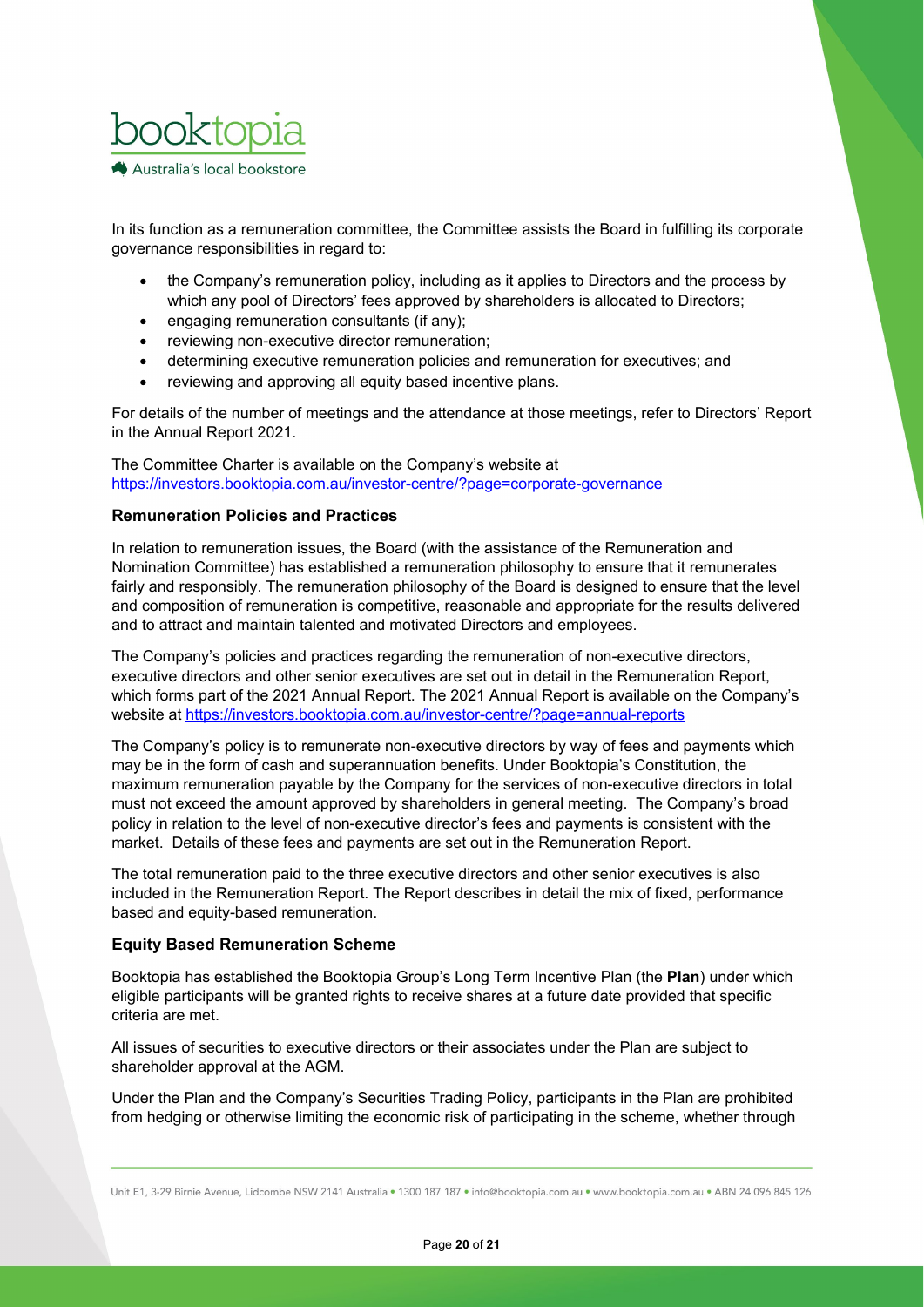In its function as a remuneration committee, the Committee assists the Board in fulfilling its corporate governance responsibilities in regard to:

- the Company's remuneration policy, including as it applies to Directors and the process by which any pool of Directors' fees approved by shareholders is allocated to Directors;
- engaging remuneration consultants (if any);
- reviewing non-executive director remuneration;
- determining executive remuneration policies and remuneration for executives; and
- reviewing and approving all equity based incentive plans.

For details of the number of meetings and the attendance at those meetings, refer to Directors' Report in the Annual Report 2021.

The Committee Charter is available on the Company's website at https://investors.booktopia.com.au/investor-centre/?page=corporate-governance

**Remuneration Policies and Practices**

In relation to remuneration issues, the Board (with the assistance of the Remuneration and Nomination Committee) has established a remuneration philosophy to ensure that it remunerates fairly and responsibly. The remuneration philosophy of the Board is designed to ensure that the level and composition of remuneration is competitive, reasonable and appropriate for the results delivered and to attract and maintain talented and motivated Directors and employees.

The Company's policies and practices regarding the remuneration of non-executive directors, executive directors and other senior executives are set out in detail in the Remuneration Report, which forms part of the 2021 Annual Report. The 2021 Annual Report is available on the Company's website at https://investors.booktopia.com.au/investor-centre/?page=annual-reports

The Company's policy is to remunerate non-executive directors by way of fees and payments which may be in the form of cash and superannuation benefits. Under Booktopia's Constitution, the maximum remuneration payable by the Company for the services of non-executive directors in total must not exceed the amount approved by shareholders in general meeting. The Company's broad policy in relation to the level of non-executive director's fees and payments is consistent with the market. Details of these fees and payments are set out in the Remuneration Report.

The total remuneration paid to the three executive directors and other senior executives is also included in the Remuneration Report. The Report describes in detail the mix of fixed, performance based and equity-based remuneration.

**Equity Based Remuneration Scheme**

Booktopia has established the Booktopia Group's Long Term Incentive Plan (the **Plan**) under which eligible participants will be granted rights to receive shares at a future date provided that specific criteria are met.

All issues of securities to executive directors or their associates under the Plan are subject to shareholder approval at the AGM.

Under the Plan and the Company's Securities Trading Policy, participants in the Plan are prohibited from hedging or otherwise limiting the economic risk of participating in the scheme, whether through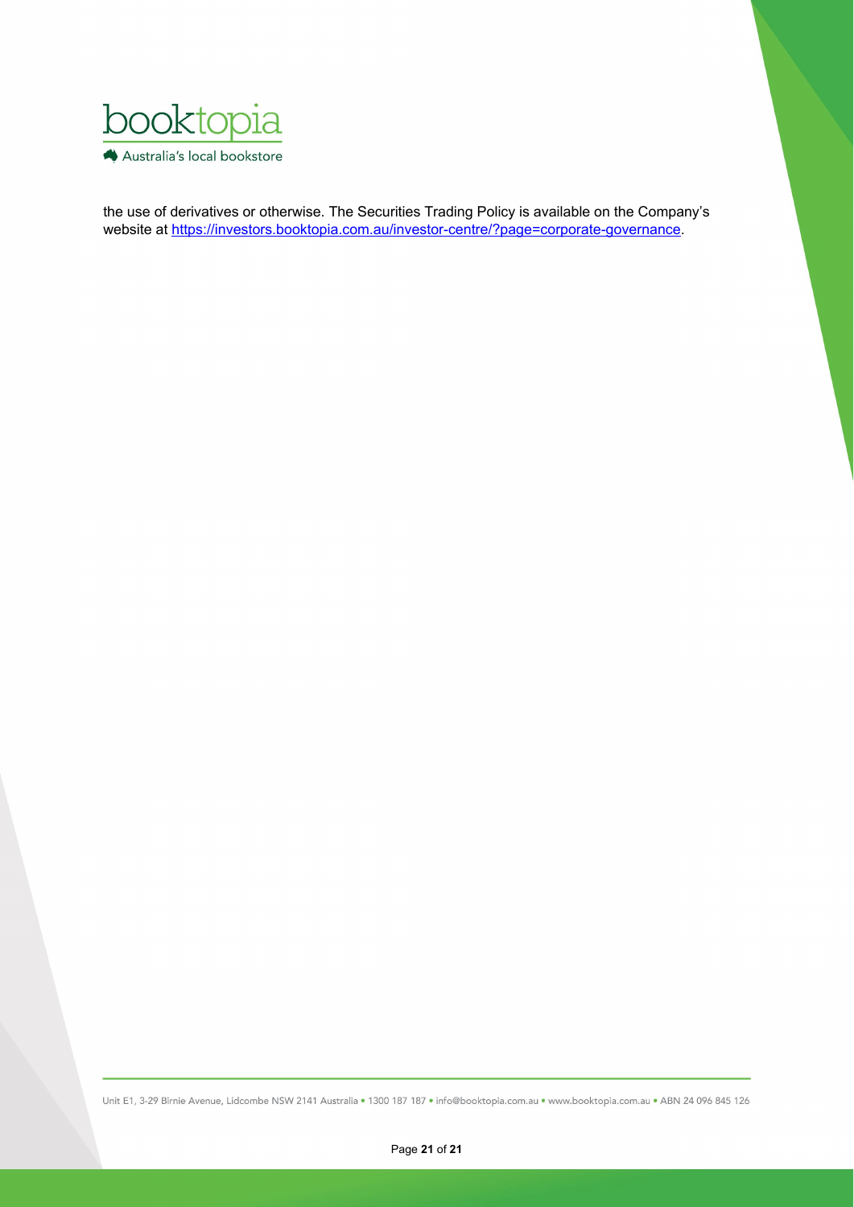the use of derivatives or otherwise. The Securities Trading Policy is available on the Company's website at [https://investors.booktopia.com.au/investor-centre/?page=corporate-governance](https://investors.booktopia.com.au/investor-centre/?page=corporate-governance).